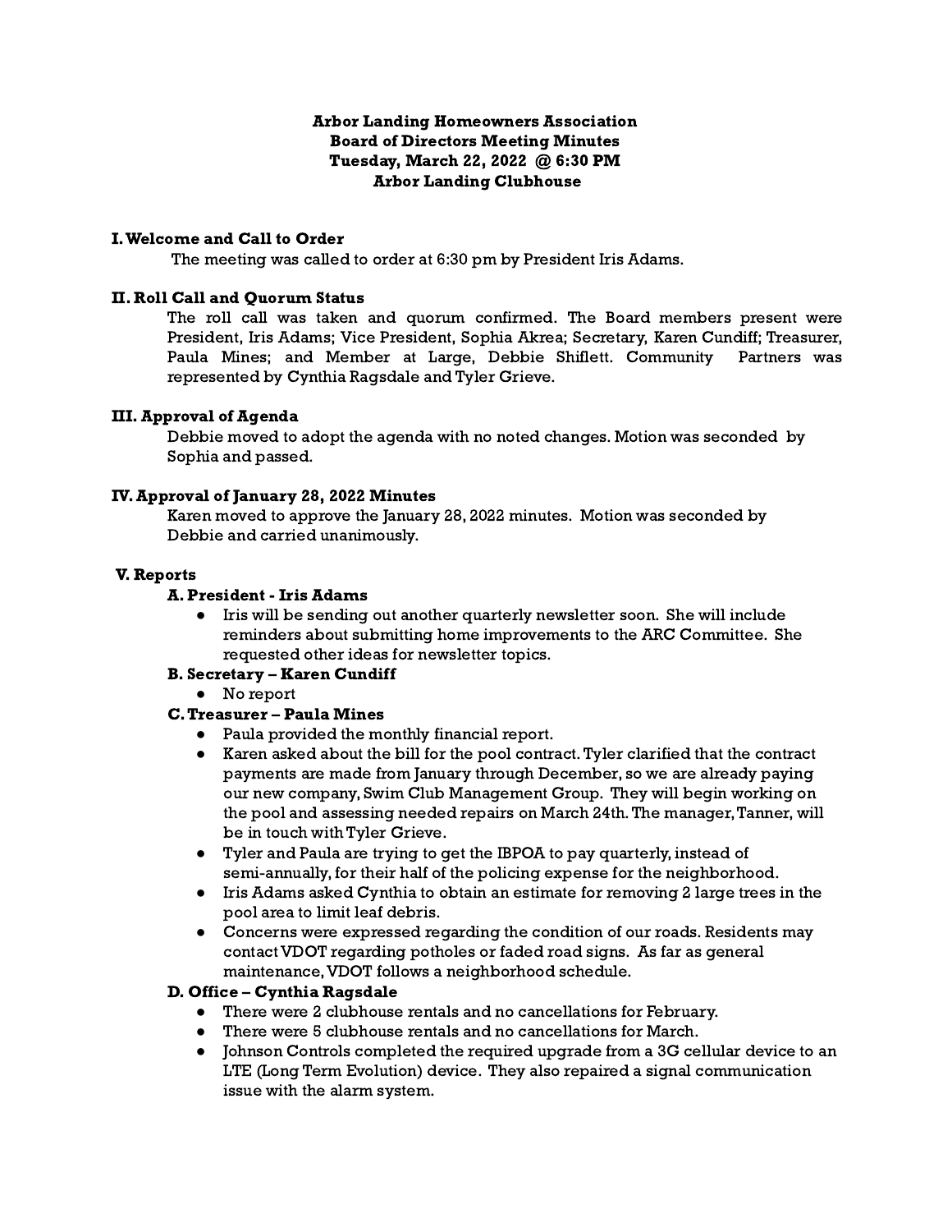**Arbor Landing Homeowners Association**
**Board of Directors Meeting Minutes**
**Tuesday, March 22, 2022 @ 6:30 PM**
**Arbor Landing Clubhouse**

## I. Welcome and Call to Order

The meeting was called to order at 6:30 pm by President Iris Adams.

## II. Roll Call and Quorum Status

The roll call was taken and quorum confirmed. The Board members present were President, Iris Adams; Vice President, Sophia Akrea; Secretary, Karen Cundiff; Treasurer, Paula Mines; and Member at Large, Debbie Shiflett. Community Partners was represented by Cynthia Ragsdale and Tyler Grieve.

## III. Approval of Agenda

Debbie moved to adopt the agenda with no noted changes. Motion was seconded by Sophia and passed.

## IV. Approval of January 28, 2022 Minutes

Karen moved to approve the January 28, 2022 minutes. Motion was seconded by Debbie and carried unanimously.

## V. Reports

### A. President - Iris Adams

- Iris will be sending out another quarterly newsletter soon. She will include reminders about submitting home improvements to the ARC Committee. She requested other ideas for newsletter topics.

### B. Secretary – Karen Cundiff

- No report

### C. Treasurer – Paula Mines

- Paula provided the monthly financial report.
- Karen asked about the bill for the pool contract. Tyler clarified that the contract payments are made from January through December, so we are already paying our new company, Swim Club Management Group. They will begin working on the pool and assessing needed repairs on March 24th. The manager, Tanner, will be in touch with Tyler Grieve.
- Tyler and Paula are trying to get the IBPOA to pay quarterly, instead of semi-annually, for their half of the policing expense for the neighborhood.
- Iris Adams asked Cynthia to obtain an estimate for removing 2 large trees in the pool area to limit leaf debris.
- Concerns were expressed regarding the condition of our roads. Residents may contact VDOT regarding potholes or faded road signs. As far as general maintenance, VDOT follows a neighborhood schedule.

### D. Office – Cynthia Ragsdale

- There were 2 clubhouse rentals and no cancellations for February.
- There were 5 clubhouse rentals and no cancellations for March.
- Johnson Controls completed the required upgrade from a 3G cellular device to an LTE (Long Term Evolution) device. They also repaired a signal communication issue with the alarm system.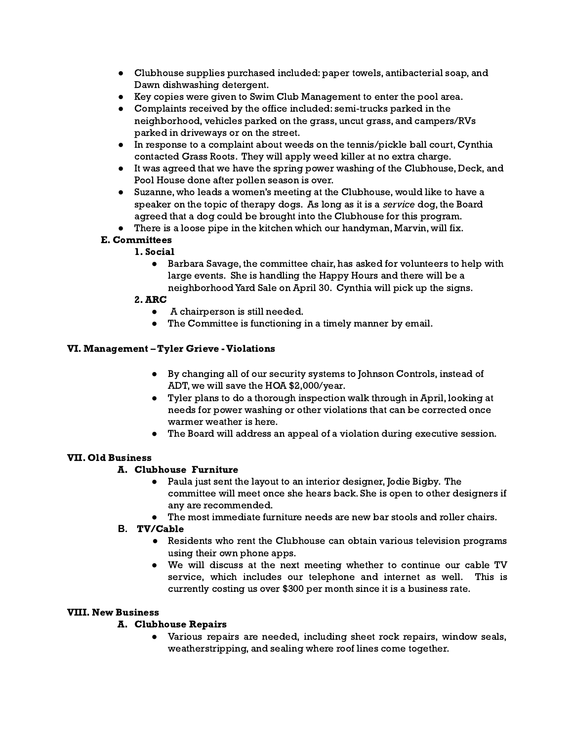- Clubhouse supplies purchased included: paper towels, antibacterial soap, and Dawn dishwashing detergent.
- Key copies were given to Swim Club Management to enter the pool area.
- Complaints received by the office included: semi-trucks parked in the neighborhood, vehicles parked on the grass, uncut grass, and campers/RVs parked in driveways or on the street.
- In response to a complaint about weeds on the tennis/pickle ball court, Cynthia contacted Grass Roots. They will apply weed killer at no extra charge.
- It was agreed that we have the spring power washing of the Clubhouse, Deck, and Pool House done after pollen season is over.
- Suzanne, who leads a women's meeting at the Clubhouse, would like to have a speaker on the topic of therapy dogs. As long as it is a *service* dog, the Board agreed that a dog could be brought into the Clubhouse for this program.
- There is a loose pipe in the kitchen which our handyman, Marvin, will fix.

**E. Committees**

**1. Social**

- Barbara Savage, the committee chair, has asked for volunteers to help with large events. She is handling the Happy Hours and there will be a neighborhood Yard Sale on April 30. Cynthia will pick up the signs.

**2. ARC**

- A chairperson is still needed.
- The Committee is functioning in a timely manner by email.

## VI. Management – Tyler Grieve - Violations

- By changing all of our security systems to Johnson Controls, instead of ADT, we will save the HOA $2,000/year.
- Tyler plans to do a thorough inspection walk through in April, looking at needs for power washing or other violations that can be corrected once warmer weather is here.
- The Board will address an appeal of a violation during executive session.

## VII. Old Business

**A. Clubhouse Furniture**

- Paula just sent the layout to an interior designer, Jodie Bigby. The committee will meet once she hears back. She is open to other designers if any are recommended.
- The most immediate furniture needs are new bar stools and roller chairs.

**B. TV/Cable**

- Residents who rent the Clubhouse can obtain various television programs using their own phone apps.
- We will discuss at the next meeting whether to continue our cable TV service, which includes our telephone and internet as well. This is currently costing us over $300 per month since it is a business rate.

## VIII. New Business

**A. Clubhouse Repairs**

- Various repairs are needed, including sheet rock repairs, window seals, weatherstripping, and sealing where roof lines come together.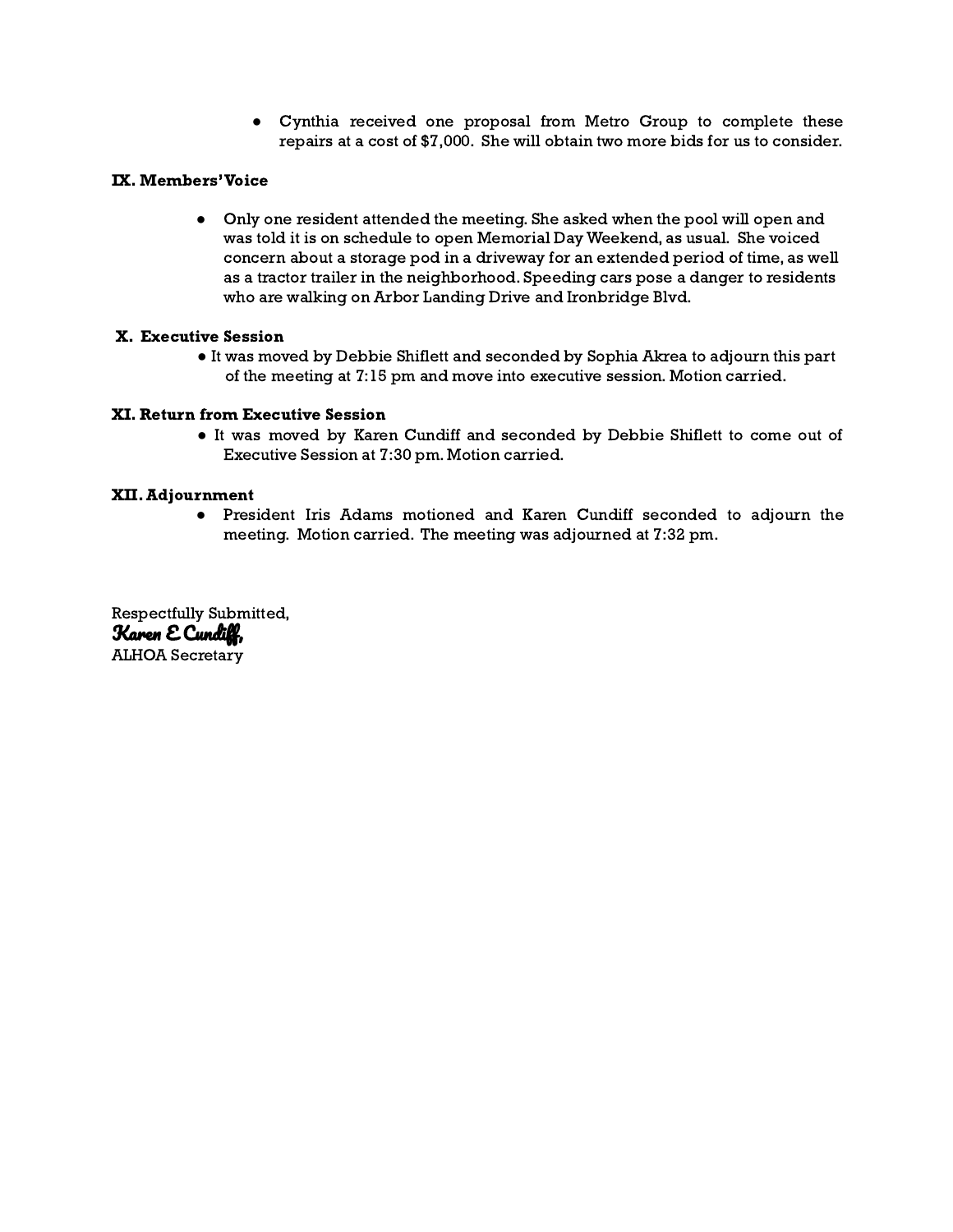- Cynthia received one proposal from Metro Group to complete these repairs at a cost of $7,000. She will obtain two more bids for us to consider.

**IX. Members' Voice**

- Only one resident attended the meeting. She asked when the pool will open and was told it is on schedule to open Memorial Day Weekend, as usual. She voiced concern about a storage pod in a driveway for an extended period of time, as well as a tractor trailer in the neighborhood. Speeding cars pose a danger to residents who are walking on Arbor Landing Drive and Ironbridge Blvd.

**X. Executive Session**

- It was moved by Debbie Shiflett and seconded by Sophia Akrea to adjourn this part of the meeting at 7:15 pm and move into executive session. Motion carried.

**XI. Return from Executive Session**

- It was moved by Karen Cundiff and seconded by Debbie Shiflett to come out of Executive Session at 7:30 pm. Motion carried.

**XII. Adjournment**

- President Iris Adams motioned and Karen Cundiff seconded to adjourn the meeting. Motion carried. The meeting was adjourned at 7:32 pm.

Respectfully Submitted,
*Karen E Cundiff,*
ALHOA Secretary